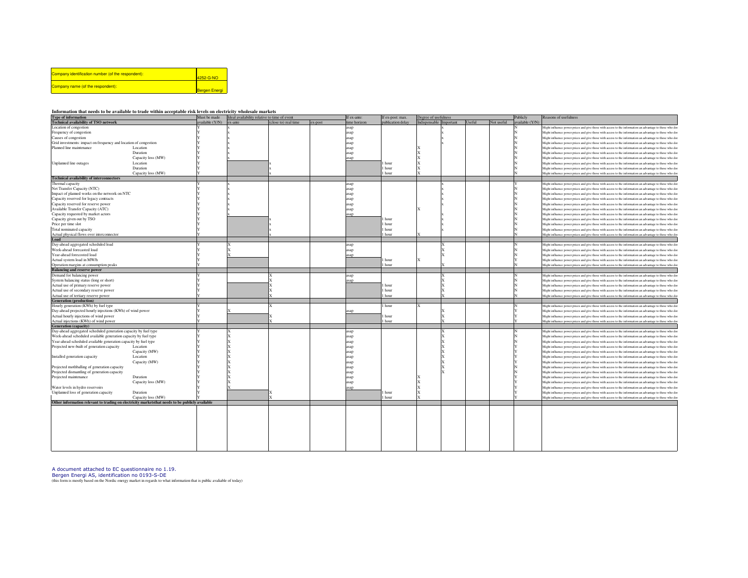| Company identification number (of the respondent): | 4252-G-NO |
|---|---|
| Company name (of the respondent): | Bergen Energi |

**Information that needs to be available to trade within acceptable risk levels on electricity wholesale markets**

| Type of information | | Must be made available (Y/N) | Ideal availability relative to time of event: ex-ante | (close to) real time | ex-post | If ex-ante: time horizon | If ex-post: max. publication delay | Degree of usefulness: Indispensable | Important | Useful | Not useful | Publicly available (Y/N) | Reasons of usefulness |
|---|---|---|---|---|---|---|---|---|---|---|---|---|---|
| **Technical availability of TSO network** | | | | | | | | | | | | | |
| Location of congestion | | Y | x | | | asap | | | x | | | N | Might influence power prices and give those with access to the information an advantage to those who dor |
| Frequency of congestion | | Y | x | | | asap | | | x | | | N | Might influence power prices and give those with access to the information an advantage to those who dor |
| Causes of congestion | | Y | x | | | asap | | | x | | | N | Might influence power prices and give those with access to the information an advantage to those who dor |
| Grid investments: impact on frequency and location of congestion | | Y | x | | | asap | | | x | | | N | Might influence power prices and give those with access to the information an advantage to those who dor |
| Planned line maintenance | Location | Y | x | | | asap | | X | | | | N | Might influence power prices and give those with access to the information an advantage to those who dor |
| | Duration | Y | x | | | asap | | X | | | | N | Might influence power prices and give those with access to the information an advantage to those who dor |
| | Capacity loss (MW) | Y | x | | | asap | | X | | | | N | Might influence power prices and give those with access to the information an advantage to those who dor |
| Unplanned line outages | Location | Y | | x | | | 1 hour | X | | | | N | Might influence power prices and give those with access to the information an advantage to those who dor |
| | Duration | Y | | x | | | 1 hour | X | | | | N | Might influence power prices and give those with access to the information an advantage to those who dor |
| | Capacity loss (MW) | Y | | x | | | 1 hour | X | | | | N | Might influence power prices and give those with access to the information an advantage to those who dor |
| **Technical availability of interconnectors** | | | | | | | | | | | | | |
| Thermal capacity | | Y | x | | | asap | | | x | | | Y | Might influence power prices and give those with access to the information an advantage to those who dor |
| Net Transfer Capacity (NTC) | | Y | x | | | asap | | | x | | | N | Might influence power prices and give those with access to the information an advantage to those who dor |
| Impact of planned works on the network on NTC | | Y | x | | | asap | | | x | | | N | Might influence power prices and give those with access to the information an advantage to those who dor |
| Capacity reserved for legacy contracts | | Y | x | | | asap | | | x | | | N | Might influence power prices and give those with access to the information an advantage to those who dor |
| Capacity reserved for reserve power | | Y | x | | | asap | | | x | | | N | Might influence power prices and give those with access to the information an advantage to those who dor |
| Available Transfer Capacity (ATC) | | Y | x | | | asap | | X | | | | N | Might influence power prices and give those with access to the information an advantage to those who dor |
| Capacity requested by market actors | | Y | x | | | asap | | | x | | | N | Might influence power prices and give those with access to the information an advantage to those who dor |
| Capacity given out by TSO | | Y | | x | | | 1 hour | | x | | | N | Might influence power prices and give those with access to the information an advantage to those who dor |
| Price per time slot | | Y | | x | | | 1 hour | | x | | | N | Might influence power prices and give those with access to the information an advantage to those who dor |
| Total nominated capacity | | Y | | x | | | 1 hour | | x | | | N | Might influence power prices and give those with access to the information an advantage to those who dor |
| Actual physical flows over interconnector | | Y | | x | | | 1 hour | X | | | | N | Might influence power prices and give those with access to the information an advantage to those who dor |
| **Load** | | | | | | | | | | | | | |
| Day-ahead aggregated scheduled load | | Y | X | | | asap | | | X | | | N | Might influence power prices and give those with access to the information an advantage to those who dor |
| Week-ahead forecasted load | | Y | X | | | asap | | | X | | | N | Might influence power prices and give those with access to the information an advantage to those who dor |
| Year-ahead forecasted load | | Y | X | | | asap | | | X | | | N | Might influence power prices and give those with access to the information an advantage to those who dor |
| Actual system load in MWh | | Y | | | | | 1 hour | X | | | | Y | Might influence power prices and give those with access to the information an advantage to those who dor |
| Operation margins at consumption peaks | | Y | | | | | 1 hour | | X | | | N | Might influence power prices and give those with access to the information an advantage to those who dor |
| **Balancing and reserve power** | | | | | | | | | | | | | |
| Demand for balancing power | | Y | | X | | asap | | | X | | | N | Might influence power prices and give those with access to the information an advantage to those who dor |
| System balancing status (long or short) | | Y | | X | | asap | | | X | | | N | Might influence power prices and give those with access to the information an advantage to those who dor |
| Actual use of primary reserve power | | Y | | X | | | 1 hour | | X | | | N | Might influence power prices and give those with access to the information an advantage to those who dor |
| Actual use of secondary reserve power | | Y | | X | | | 1 hour | | X | | | N | Might influence power prices and give those with access to the information an advantage to those who dor |
| Actual use of tertiary reserve power | | Y | | X | | | 1 hour | | X | | | N | Might influence power prices and give those with access to the information an advantage to those who dor |
| **Generation (production)** | | | | | | | | | | | | | |
| Hourly generation (KWh) by fuel type | | Y | | X | | | 1 hour | X | | | | N | Might influence power prices and give those with access to the information an advantage to those who dor |
| Day-ahead projected hourly injections (KWh) of wind power | | Y | X | | | asap | | | X | | | Y | Might influence power prices and give those with access to the information an advantage to those who dor |
| Actual hourly injections of wind power | | Y | | X | | | 1 hour | | X | | | Y | Might influence power prices and give those with access to the information an advantage to those who dor |
| Actual injections (KWh) of wind power | | Y | | X | | | 1 hour | | X | | | Y | Might influence power prices and give those with access to the information an advantage to those who dor |
| **Generation (capacity)** | | | | | | | | | | | | | |
| Day-ahead aggregated scheduled generation capacity by fuel type | | Y | X | | | asap | | | X | | | N | Might influence power prices and give those with access to the information an advantage to those who dor |
| Week-ahead scheduled available generation capacity by fuel type | | Y | X | | | asap | | | X | | | N | Might influence power prices and give those with access to the information an advantage to those who dor |
| Year-ahead scheduled available generation capacity by fuel type | | Y | X | | | asap | | | X | | | N | Might influence power prices and give those with access to the information an advantage to those who dor |
| Projected new-built of generation capacity | Location | Y | X | | | asap | | | X | | | Y | Might influence power prices and give those with access to the information an advantage to those who dor |
| | Capacity (MW) | Y | X | | | asap | | | X | | | Y | Might influence power prices and give those with access to the information an advantage to those who dor |
| Installed generation capacity | Location | Y | X | | | asap | | | X | | | Y | Might influence power prices and give those with access to the information an advantage to those who dor |
| | Capacity (MW) | Y | X | | | asap | | | X | | | Y | Might influence power prices and give those with access to the information an advantage to those who dor |
| Projected mothballing of generation capacity | | Y | X | | | asap | | | X | | | N | Might influence power prices and give those with access to the information an advantage to those who dor |
| Projected dismantling of generation capacity | | Y | X | | | asap | | | X | | | N | Might influence power prices and give those with access to the information an advantage to those who dor |
| Projected maintenance | Duration | Y | X | | | asap | | X | | | | Y | Might influence power prices and give those with access to the information an advantage to those who dor |
| | Capacity loss (MW) | Y | X | | | asap | | X | | | | Y | Might influence power prices and give those with access to the information an advantage to those who dor |
| Water levels in hydro reservoirs | | Y | X | | | asap | | X | | | | Y | Might influence power prices and give those with access to the information an advantage to those who dor |
| Unplanned loss of generation capacity | Duration | Y | | X | | | 1 hour | X | | | | Y | Might influence power prices and give those with access to the information an advantage to those who dor |
| | Capacity loss (MW) | Y | | X | | | 1 hour | X | | | | Y | Might influence power prices and give those with access to the information an advantage to those who dor |
| **Other information relevant to trading on electricity marketsthat needs to be publicly available** | | | | | | | | | | | | | |

A document attached to EC questionnaire no 1.19.
Bergen Energi AS, identification no 0193-S-DE
(this form is mostly based on the Nordic energy market in regards to what information that is public avaliable of today)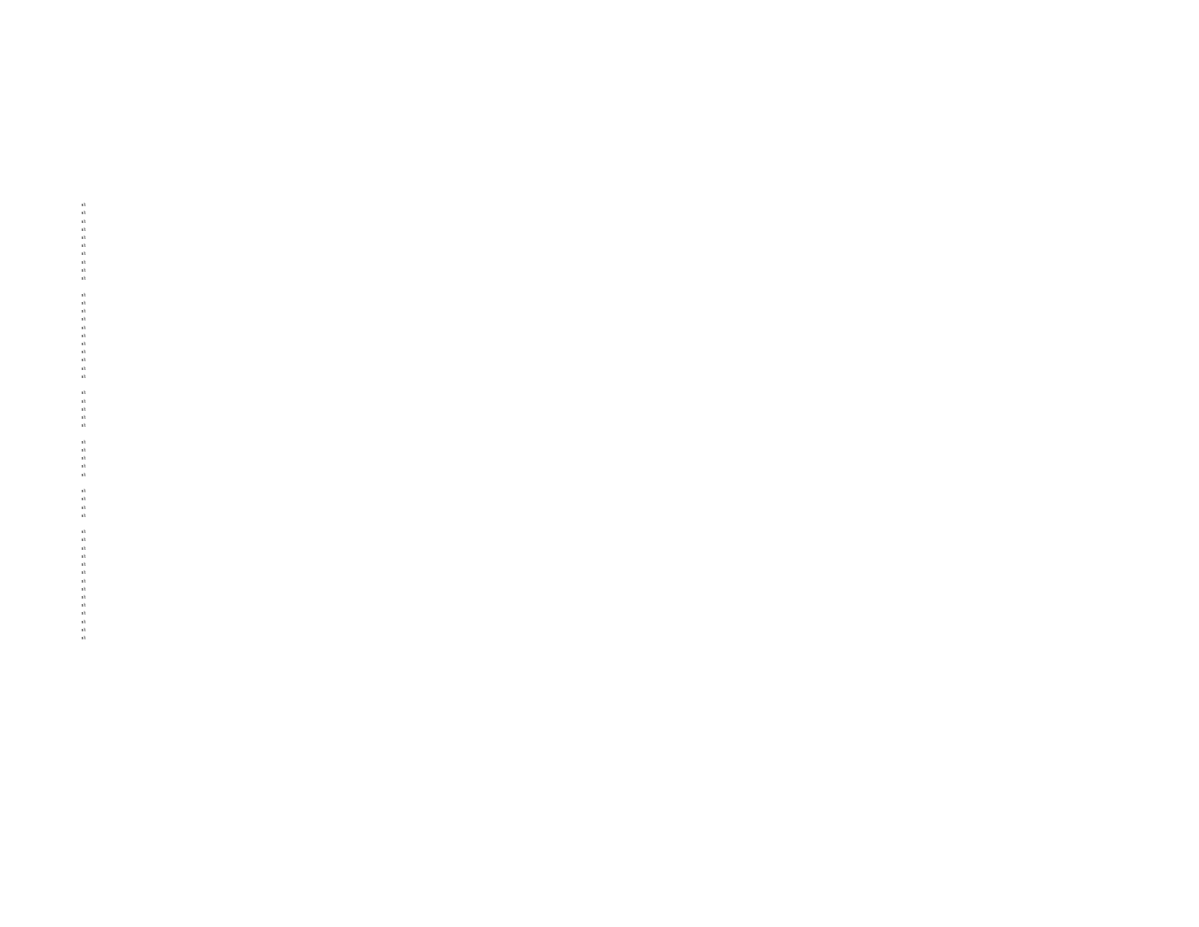al
al
al
al
al
al
al
al
al
al

al
al
al
al
al
al
al
al
al
al
al

al
al
al
al
al

al
al
al
al
al

al
al
al
al

al
al
al
al
al
al
al
al
al
al
al
al
al
al